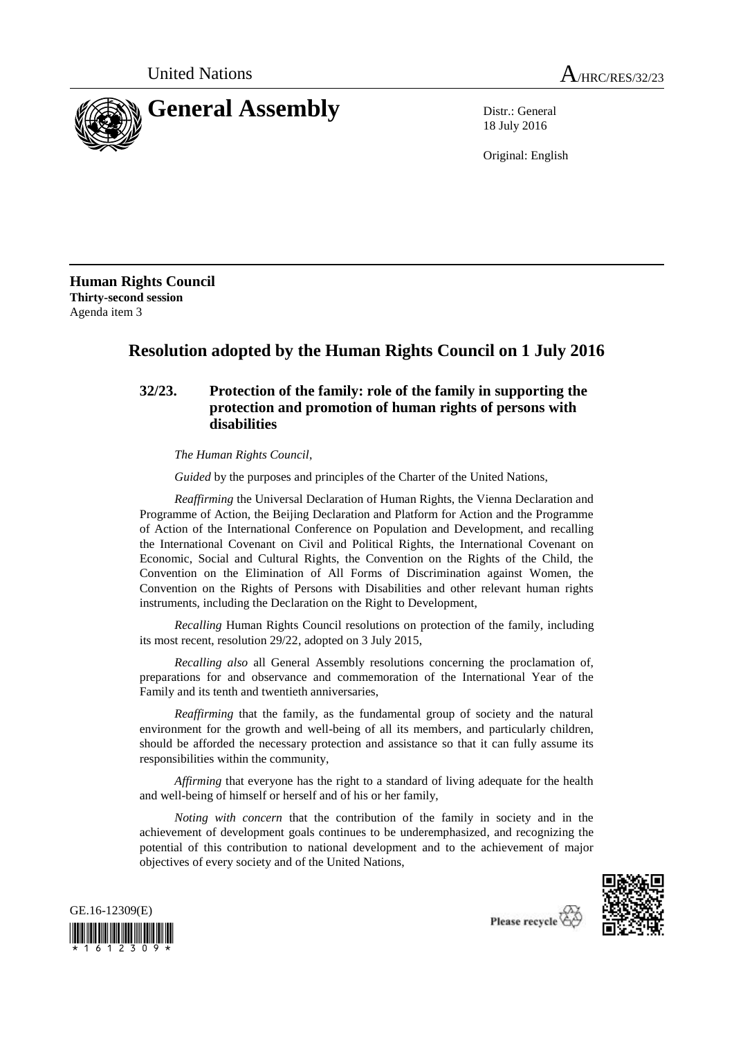United Nations

A/HRC/RES/32/23

# General Assembly

Distr.: General
18 July 2016

Original: English

**Human Rights Council**
**Thirty-second session**
Agenda item 3

## Resolution adopted by the Human Rights Council on 1 July 2016

### 32/23. Protection of the family: role of the family in supporting the protection and promotion of human rights of persons with disabilities

*The Human Rights Council*,

*Guided* by the purposes and principles of the Charter of the United Nations,

*Reaffirming* the Universal Declaration of Human Rights, the Vienna Declaration and Programme of Action, the Beijing Declaration and Platform for Action and the Programme of Action of the International Conference on Population and Development, and recalling the International Covenant on Civil and Political Rights, the International Covenant on Economic, Social and Cultural Rights, the Convention on the Rights of the Child, the Convention on the Elimination of All Forms of Discrimination against Women, the Convention on the Rights of Persons with Disabilities and other relevant human rights instruments, including the Declaration on the Right to Development,

*Recalling* Human Rights Council resolutions on protection of the family, including its most recent, resolution 29/22, adopted on 3 July 2015,

*Recalling also* all General Assembly resolutions concerning the proclamation of, preparations for and observance and commemoration of the International Year of the Family and its tenth and twentieth anniversaries,

*Reaffirming* that the family, as the fundamental group of society and the natural environment for the growth and well-being of all its members, and particularly children, should be afforded the necessary protection and assistance so that it can fully assume its responsibilities within the community,

*Affirming* that everyone has the right to a standard of living adequate for the health and well-being of himself or herself and of his or her family,

*Noting with concern* that the contribution of the family in society and in the achievement of development goals continues to be underemphasized, and recognizing the potential of this contribution to national development and to the achievement of major objectives of every society and of the United Nations,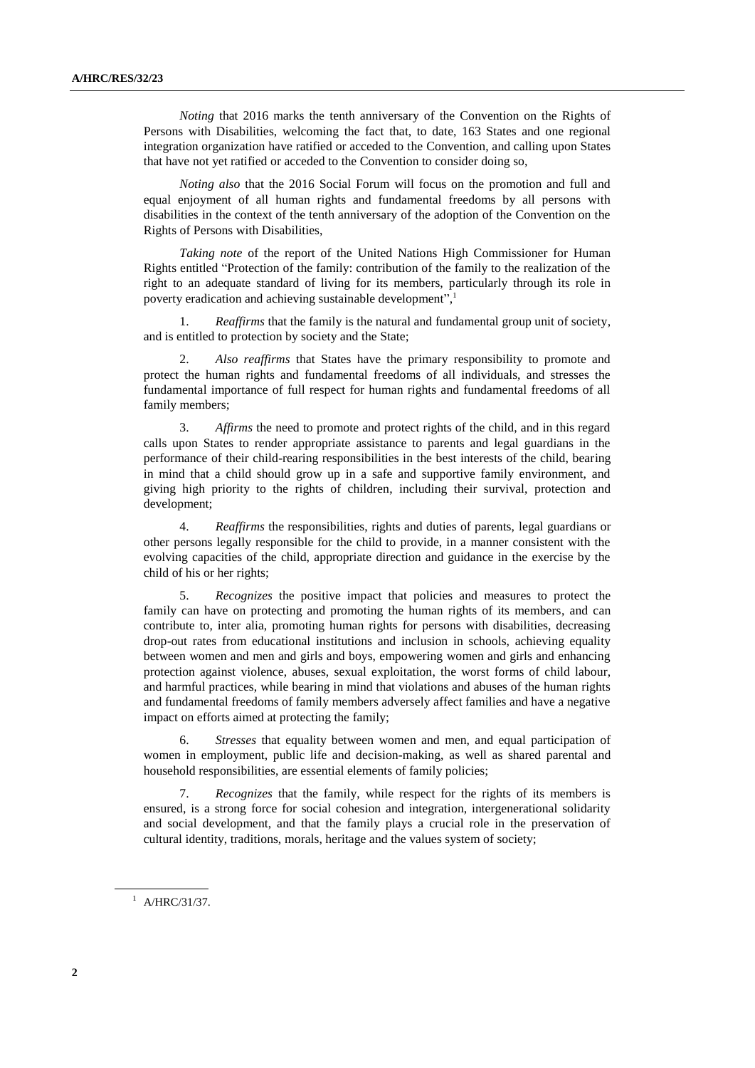*Noting* that 2016 marks the tenth anniversary of the Convention on the Rights of Persons with Disabilities, welcoming the fact that, to date, 163 States and one regional integration organization have ratified or acceded to the Convention, and calling upon States that have not yet ratified or acceded to the Convention to consider doing so,

*Noting also* that the 2016 Social Forum will focus on the promotion and full and equal enjoyment of all human rights and fundamental freedoms by all persons with disabilities in the context of the tenth anniversary of the adoption of the Convention on the Rights of Persons with Disabilities,

*Taking note* of the report of the United Nations High Commissioner for Human Rights entitled "Protection of the family: contribution of the family to the realization of the right to an adequate standard of living for its members, particularly through its role in poverty eradication and achieving sustainable development",[1]

1. *Reaffirms* that the family is the natural and fundamental group unit of society, and is entitled to protection by society and the State;

2. *Also reaffirms* that States have the primary responsibility to promote and protect the human rights and fundamental freedoms of all individuals, and stresses the fundamental importance of full respect for human rights and fundamental freedoms of all family members;

3. *Affirms* the need to promote and protect rights of the child, and in this regard calls upon States to render appropriate assistance to parents and legal guardians in the performance of their child-rearing responsibilities in the best interests of the child, bearing in mind that a child should grow up in a safe and supportive family environment, and giving high priority to the rights of children, including their survival, protection and development;

4. *Reaffirms* the responsibilities, rights and duties of parents, legal guardians or other persons legally responsible for the child to provide, in a manner consistent with the evolving capacities of the child, appropriate direction and guidance in the exercise by the child of his or her rights;

5. *Recognizes* the positive impact that policies and measures to protect the family can have on protecting and promoting the human rights of its members, and can contribute to, inter alia, promoting human rights for persons with disabilities, decreasing drop-out rates from educational institutions and inclusion in schools, achieving equality between women and men and girls and boys, empowering women and girls and enhancing protection against violence, abuses, sexual exploitation, the worst forms of child labour, and harmful practices, while bearing in mind that violations and abuses of the human rights and fundamental freedoms of family members adversely affect families and have a negative impact on efforts aimed at protecting the family;

6. *Stresses* that equality between women and men, and equal participation of women in employment, public life and decision-making, as well as shared parental and household responsibilities, are essential elements of family policies;

7. *Recognizes* that the family, while respect for the rights of its members is ensured, is a strong force for social cohesion and integration, intergenerational solidarity and social development, and that the family plays a crucial role in the preservation of cultural identity, traditions, morals, heritage and the values system of society;

[1] A/HRC/31/37.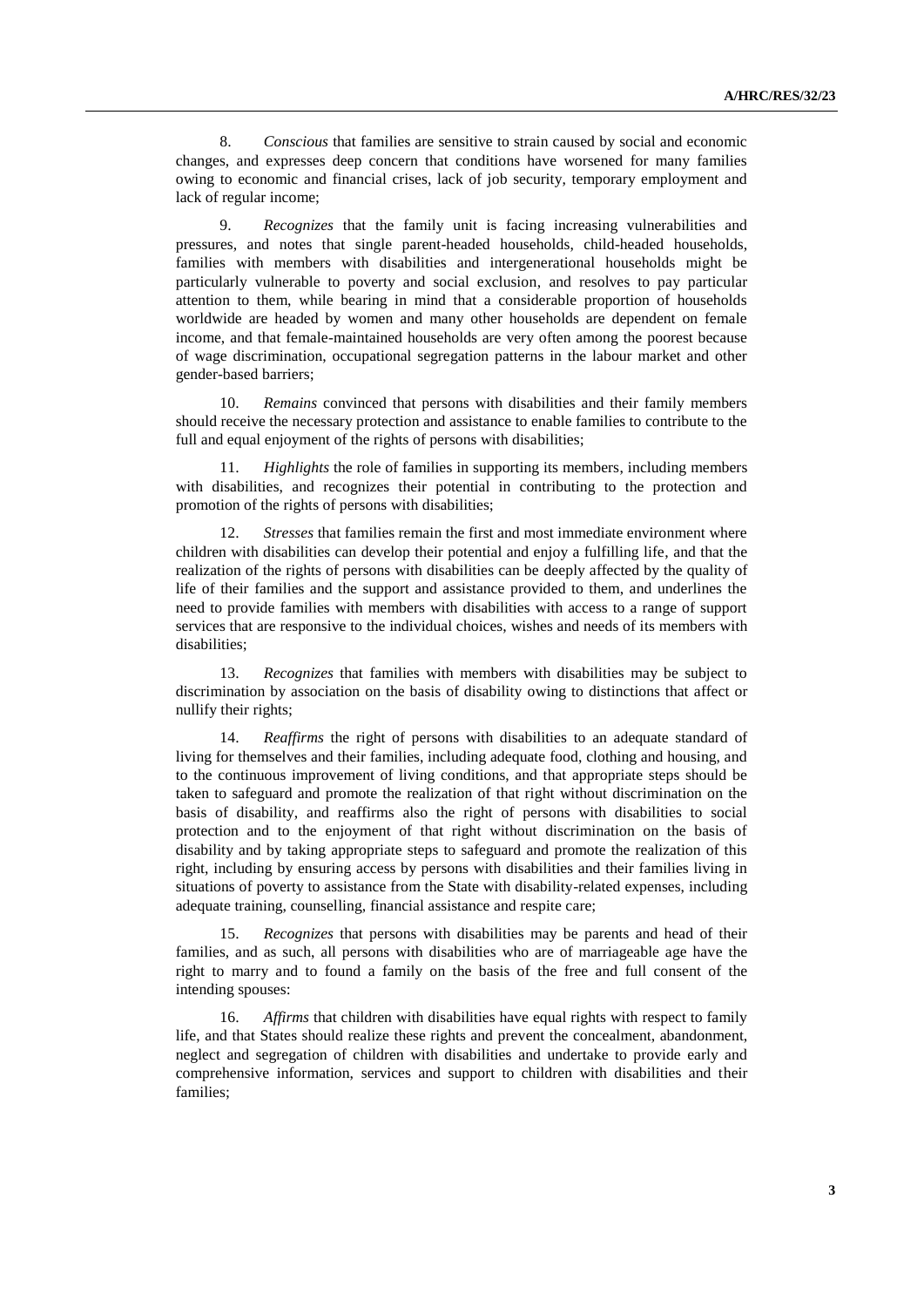8. *Conscious* that families are sensitive to strain caused by social and economic changes, and expresses deep concern that conditions have worsened for many families owing to economic and financial crises, lack of job security, temporary employment and lack of regular income;

9. *Recognizes* that the family unit is facing increasing vulnerabilities and pressures, and notes that single parent-headed households, child-headed households, families with members with disabilities and intergenerational households might be particularly vulnerable to poverty and social exclusion, and resolves to pay particular attention to them, while bearing in mind that a considerable proportion of households worldwide are headed by women and many other households are dependent on female income, and that female-maintained households are very often among the poorest because of wage discrimination, occupational segregation patterns in the labour market and other gender-based barriers;

10. *Remains* convinced that persons with disabilities and their family members should receive the necessary protection and assistance to enable families to contribute to the full and equal enjoyment of the rights of persons with disabilities;

11. *Highlights* the role of families in supporting its members, including members with disabilities, and recognizes their potential in contributing to the protection and promotion of the rights of persons with disabilities;

12. *Stresses* that families remain the first and most immediate environment where children with disabilities can develop their potential and enjoy a fulfilling life, and that the realization of the rights of persons with disabilities can be deeply affected by the quality of life of their families and the support and assistance provided to them, and underlines the need to provide families with members with disabilities with access to a range of support services that are responsive to the individual choices, wishes and needs of its members with disabilities;

13. *Recognizes* that families with members with disabilities may be subject to discrimination by association on the basis of disability owing to distinctions that affect or nullify their rights;

14. *Reaffirms* the right of persons with disabilities to an adequate standard of living for themselves and their families, including adequate food, clothing and housing, and to the continuous improvement of living conditions, and that appropriate steps should be taken to safeguard and promote the realization of that right without discrimination on the basis of disability, and reaffirms also the right of persons with disabilities to social protection and to the enjoyment of that right without discrimination on the basis of disability and by taking appropriate steps to safeguard and promote the realization of this right, including by ensuring access by persons with disabilities and their families living in situations of poverty to assistance from the State with disability-related expenses, including adequate training, counselling, financial assistance and respite care;

15. *Recognizes* that persons with disabilities may be parents and head of their families, and as such, all persons with disabilities who are of marriageable age have the right to marry and to found a family on the basis of the free and full consent of the intending spouses:

16. *Affirms* that children with disabilities have equal rights with respect to family life, and that States should realize these rights and prevent the concealment, abandonment, neglect and segregation of children with disabilities and undertake to provide early and comprehensive information, services and support to children with disabilities and their families;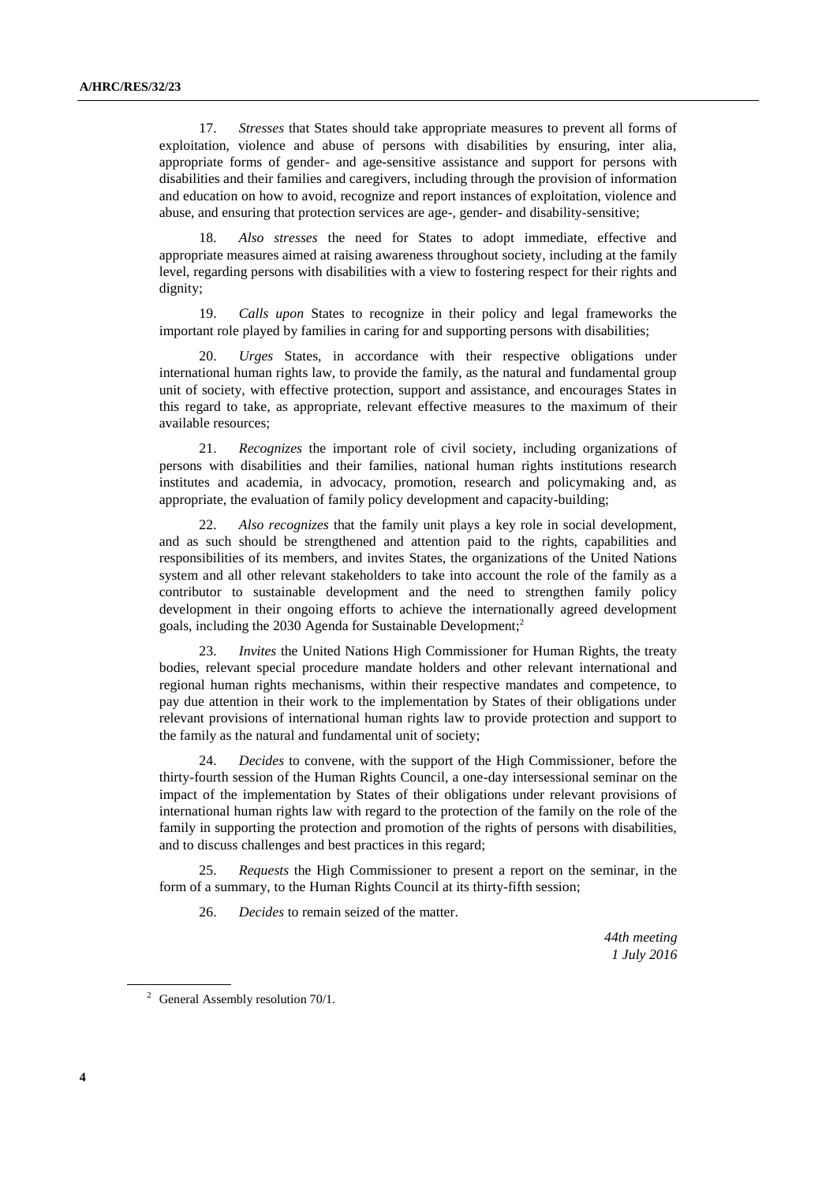17. *Stresses* that States should take appropriate measures to prevent all forms of exploitation, violence and abuse of persons with disabilities by ensuring, inter alia, appropriate forms of gender- and age-sensitive assistance and support for persons with disabilities and their families and caregivers, including through the provision of information and education on how to avoid, recognize and report instances of exploitation, violence and abuse, and ensuring that protection services are age-, gender- and disability-sensitive;

18. *Also stresses* the need for States to adopt immediate, effective and appropriate measures aimed at raising awareness throughout society, including at the family level, regarding persons with disabilities with a view to fostering respect for their rights and dignity;

19. *Calls upon* States to recognize in their policy and legal frameworks the important role played by families in caring for and supporting persons with disabilities;

20. *Urges* States, in accordance with their respective obligations under international human rights law, to provide the family, as the natural and fundamental group unit of society, with effective protection, support and assistance, and encourages States in this regard to take, as appropriate, relevant effective measures to the maximum of their available resources;

21. *Recognizes* the important role of civil society, including organizations of persons with disabilities and their families, national human rights institutions research institutes and academia, in advocacy, promotion, research and policymaking and, as appropriate, the evaluation of family policy development and capacity-building;

22. *Also recognizes* that the family unit plays a key role in social development, and as such should be strengthened and attention paid to the rights, capabilities and responsibilities of its members, and invites States, the organizations of the United Nations system and all other relevant stakeholders to take into account the role of the family as a contributor to sustainable development and the need to strengthen family policy development in their ongoing efforts to achieve the internationally agreed development goals, including the 2030 Agenda for Sustainable Development;[2]

23. *Invites* the United Nations High Commissioner for Human Rights, the treaty bodies, relevant special procedure mandate holders and other relevant international and regional human rights mechanisms, within their respective mandates and competence, to pay due attention in their work to the implementation by States of their obligations under relevant provisions of international human rights law to provide protection and support to the family as the natural and fundamental unit of society;

24. *Decides* to convene, with the support of the High Commissioner, before the thirty-fourth session of the Human Rights Council, a one-day intersessional seminar on the impact of the implementation by States of their obligations under relevant provisions of international human rights law with regard to the protection of the family on the role of the family in supporting the protection and promotion of the rights of persons with disabilities, and to discuss challenges and best practices in this regard;

25. *Requests* the High Commissioner to present a report on the seminar, in the form of a summary, to the Human Rights Council at its thirty-fifth session;

26. *Decides* to remain seized of the matter.

*44th meeting*
*1 July 2016*

[2] General Assembly resolution 70/1.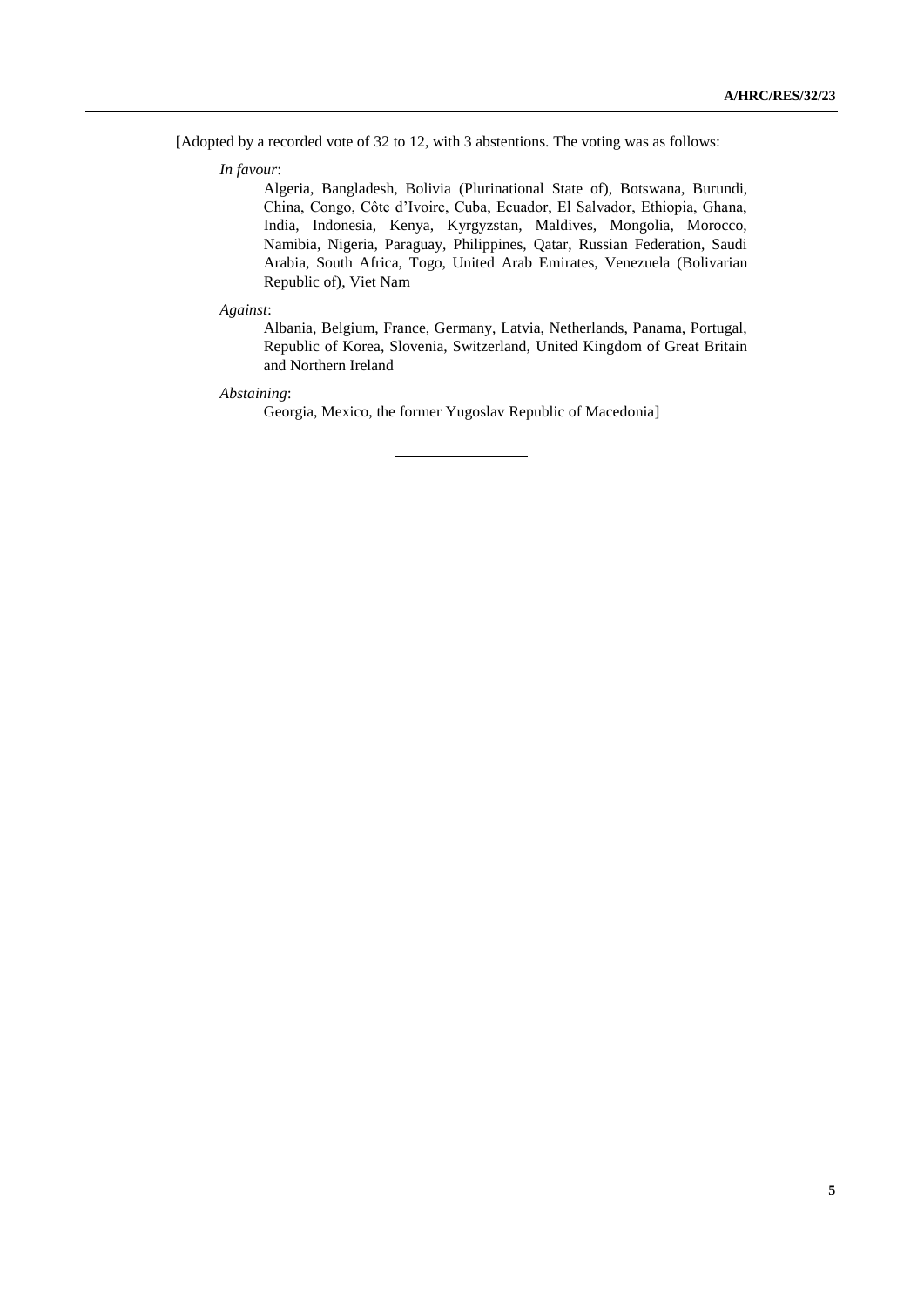[Adopted by a recorded vote of 32 to 12, with 3 abstentions. The voting was as follows:

*In favour*:

Algeria, Bangladesh, Bolivia (Plurinational State of), Botswana, Burundi, China, Congo, Côte d'Ivoire, Cuba, Ecuador, El Salvador, Ethiopia, Ghana, India, Indonesia, Kenya, Kyrgyzstan, Maldives, Mongolia, Morocco, Namibia, Nigeria, Paraguay, Philippines, Qatar, Russian Federation, Saudi Arabia, South Africa, Togo, United Arab Emirates, Venezuela (Bolivarian Republic of), Viet Nam

*Against*:

Albania, Belgium, France, Germany, Latvia, Netherlands, Panama, Portugal, Republic of Korea, Slovenia, Switzerland, United Kingdom of Great Britain and Northern Ireland

*Abstaining*:

Georgia, Mexico, the former Yugoslav Republic of Macedonia]